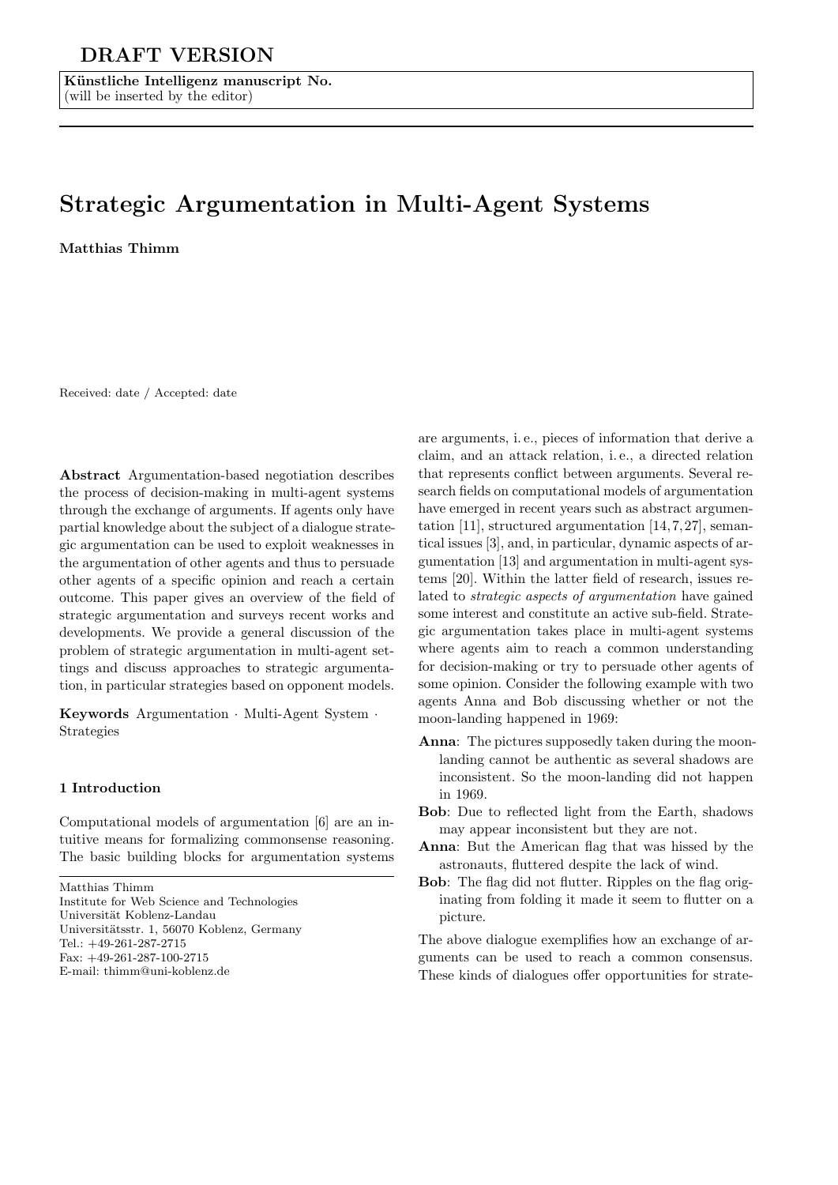DRAFT VERSION

**Künstliche Intelligenz manuscript No.**
(will be inserted by the editor)

# Strategic Argumentation in Multi-Agent Systems

**Matthias Thimm**

Received: date / Accepted: date

**Abstract** Argumentation-based negotiation describes the process of decision-making in multi-agent systems through the exchange of arguments. If agents only have partial knowledge about the subject of a dialogue strategic argumentation can be used to exploit weaknesses in the argumentation of other agents and thus to persuade other agents of a specific opinion and reach a certain outcome. This paper gives an overview of the field of strategic argumentation and surveys recent works and developments. We provide a general discussion of the problem of strategic argumentation in multi-agent settings and discuss approaches to strategic argumentation, in particular strategies based on opponent models.

**Keywords** Argumentation · Multi-Agent System · Strategies

Matthias Thimm
Institute for Web Science and Technologies
Universität Koblenz-Landau
Universitätsstr. 1, 56070 Koblenz, Germany
Tel.: +49-261-287-2715
Fax: +49-261-287-100-2715
E-mail: thimm@uni-koblenz.de

## 1 Introduction

Computational models of argumentation [6] are an intuitive means for formalizing commonsense reasoning. The basic building blocks for argumentation systems are arguments, i. e., pieces of information that derive a claim, and an attack relation, i. e., a directed relation that represents conflict between arguments. Several research fields on computational models of argumentation have emerged in recent years such as abstract argumentation [11], structured argumentation [14,7,27], semantical issues [3], and, in particular, dynamic aspects of argumentation [13] and argumentation in multi-agent systems [20]. Within the latter field of research, issues related to *strategic aspects of argumentation* have gained some interest and constitute an active sub-field. Strategic argumentation takes place in multi-agent systems where agents aim to reach a common understanding for decision-making or try to persuade other agents of some opinion. Consider the following example with two agents Anna and Bob discussing whether or not the moon-landing happened in 1969:

**Anna**: The pictures supposedly taken during the moon-landing cannot be authentic as several shadows are inconsistent. So the moon-landing did not happen in 1969.

**Bob**: Due to reflected light from the Earth, shadows may appear inconsistent but they are not.

**Anna**: But the American flag that was hissed by the astronauts, fluttered despite the lack of wind.

**Bob**: The flag did not flutter. Ripples on the flag originating from folding it made it seem to flutter on a picture.

The above dialogue exemplifies how an exchange of arguments can be used to reach a common consensus. These kinds of dialogues offer opportunities for strate-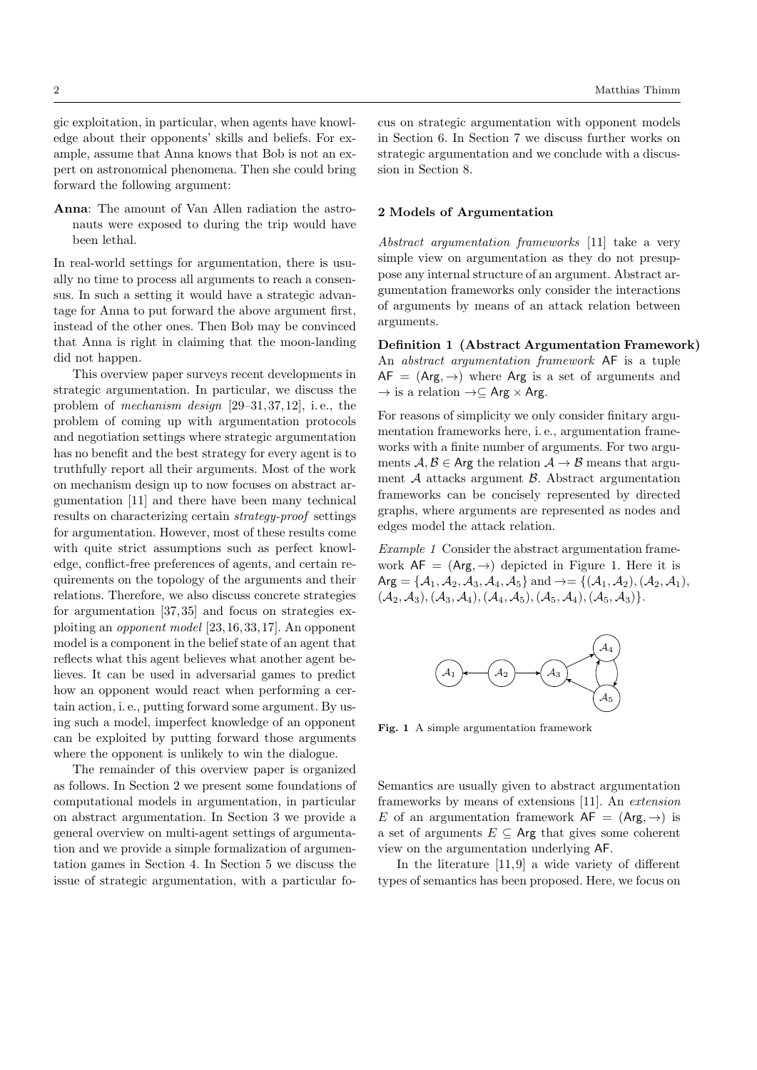gic exploitation, in particular, when agents have knowledge about their opponents' skills and beliefs. For example, assume that Anna knows that Bob is not an expert on astronomical phenomena. Then she could bring forward the following argument:

**Anna**: The amount of Van Allen radiation the astronauts were exposed to during the trip would have been lethal.

In real-world settings for argumentation, there is usually no time to process all arguments to reach a consensus. In such a setting it would have a strategic advantage for Anna to put forward the above argument first, instead of the other ones. Then Bob may be convinced that Anna is right in claiming that the moon-landing did not happen.

This overview paper surveys recent developments in strategic argumentation. In particular, we discuss the problem of *mechanism design* [29–31, 37, 12], i. e., the problem of coming up with argumentation protocols and negotiation settings where strategic argumentation has no benefit and the best strategy for every agent is to truthfully report all their arguments. Most of the work on mechanism design up to now focuses on abstract argumentation [11] and there have been many technical results on characterizing certain *strategy-proof* settings for argumentation. However, most of these results come with quite strict assumptions such as perfect knowledge, conflict-free preferences of agents, and certain requirements on the topology of the arguments and their relations. Therefore, we also discuss concrete strategies for argumentation [37, 35] and focus on strategies exploiting an *opponent model* [23, 16, 33, 17]. An opponent model is a component in the belief state of an agent that reflects what this agent believes what another agent believes. It can be used in adversarial games to predict how an opponent would react when performing a certain action, i. e., putting forward some argument. By using such a model, imperfect knowledge of an opponent can be exploited by putting forward those arguments where the opponent is unlikely to win the dialogue.

The remainder of this overview paper is organized as follows. In Section 2 we present some foundations of computational models in argumentation, in particular on abstract argumentation. In Section 3 we provide a general overview on multi-agent settings of argumentation and we provide a simple formalization of argumentation games in Section 4. In Section 5 we discuss the issue of strategic argumentation, with a particular focus on strategic argumentation with opponent models in Section 6. In Section 7 we discuss further works on strategic argumentation and we conclude with a discussion in Section 8.

## 2 Models of Argumentation

*Abstract argumentation frameworks* [11] take a very simple view on argumentation as they do not presuppose any internal structure of an argument. Abstract argumentation frameworks only consider the interactions of arguments by means of an attack relation between arguments.

**Definition 1 (Abstract Argumentation Framework)** An *abstract argumentation framework* $\mathsf{AF}$ is a tuple $\mathsf{AF} = (\mathsf{Arg}, \rightarrow)$ where $\mathsf{Arg}$ is a set of arguments and $\rightarrow$ is a relation $\rightarrow \subseteq \mathsf{Arg} \times \mathsf{Arg}$.

For reasons of simplicity we only consider finitary argumentation frameworks here, i. e., argumentation frameworks with a finite number of arguments. For two arguments $\mathcal{A}, \mathcal{B} \in \mathsf{Arg}$ the relation $\mathcal{A} \rightarrow \mathcal{B}$ means that argument $\mathcal{A}$ attacks argument $\mathcal{B}$. Abstract argumentation frameworks can be concisely represented by directed graphs, where arguments are represented as nodes and edges model the attack relation.

*Example 1* Consider the abstract argumentation framework $\mathsf{AF} = (\mathsf{Arg}, \rightarrow)$ depicted in Figure 1. Here it is $\mathsf{Arg} = \{\mathcal{A}_1, \mathcal{A}_2, \mathcal{A}_3, \mathcal{A}_4, \mathcal{A}_5\}$ and $\rightarrow = \{(\mathcal{A}_1, \mathcal{A}_2), (\mathcal{A}_2, \mathcal{A}_1), (\mathcal{A}_2, \mathcal{A}_3), (\mathcal{A}_3, \mathcal{A}_4), (\mathcal{A}_4, \mathcal{A}_5), (\mathcal{A}_5, \mathcal{A}_4), (\mathcal{A}_5, \mathcal{A}_3)\}$.

$\mathcal{A}_1$ $\mathcal{A}_2$ $\mathcal{A}_3$ $\mathcal{A}_4$ $\mathcal{A}_5$

**Fig. 1** A simple argumentation framework

Semantics are usually given to abstract argumentation frameworks by means of extensions [11]. An *extension* $E$ of an argumentation framework $\mathsf{AF} = (\mathsf{Arg}, \rightarrow)$ is a set of arguments $E \subseteq \mathsf{Arg}$ that gives some coherent view on the argumentation underlying $\mathsf{AF}$.

In the literature [11, 9] a wide variety of different types of semantics has been proposed. Here, we focus on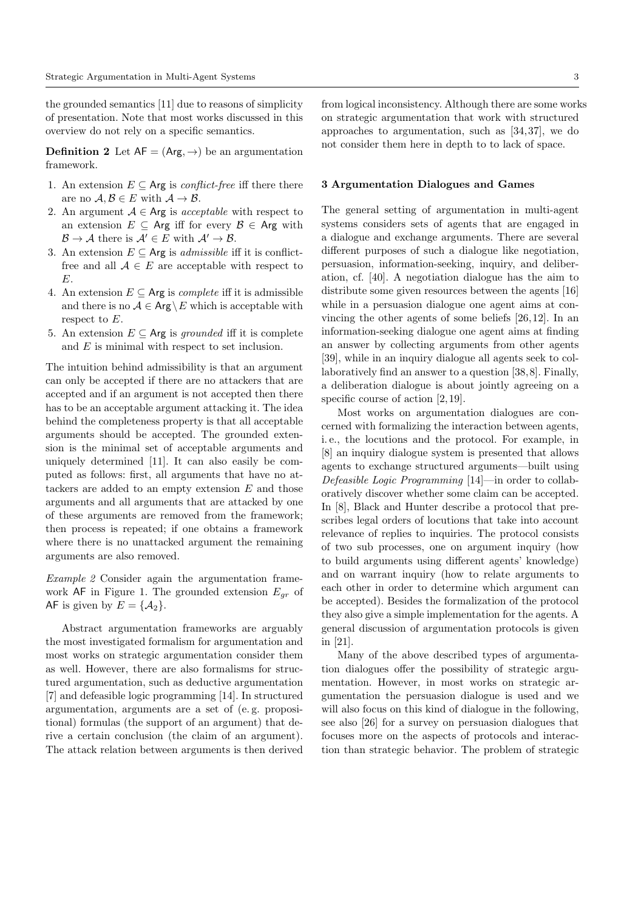the grounded semantics [11] due to reasons of simplicity of presentation. Note that most works discussed in this overview do not rely on a specific semantics.

**Definition 2** Let $\mathsf{AF} = (\mathsf{Arg}, \rightarrow)$ be an argumentation framework.

1. An extension $E \subseteq \mathsf{Arg}$ is *conflict-free* iff there there are no $\mathcal{A}, \mathcal{B} \in E$ with $\mathcal{A} \rightarrow \mathcal{B}$.
2. An argument $\mathcal{A} \in \mathsf{Arg}$ is *acceptable* with respect to an extension $E \subseteq \mathsf{Arg}$ iff for every $\mathcal{B} \in \mathsf{Arg}$ with $\mathcal{B} \rightarrow \mathcal{A}$ there is $\mathcal{A}' \in E$ with $\mathcal{A}' \rightarrow \mathcal{B}$.
3. An extension $E \subseteq \mathsf{Arg}$ is *admissible* iff it is conflict-free and all $\mathcal{A} \in E$ are acceptable with respect to $E$.
4. An extension $E \subseteq \mathsf{Arg}$ is *complete* iff it is admissible and there is no $\mathcal{A} \in \mathsf{Arg} \setminus E$ which is acceptable with respect to $E$.
5. An extension $E \subseteq \mathsf{Arg}$ is *grounded* iff it is complete and $E$ is minimal with respect to set inclusion.

The intuition behind admissibility is that an argument can only be accepted if there are no attackers that are accepted and if an argument is not accepted then there has to be an acceptable argument attacking it. The idea behind the completeness property is that all acceptable arguments should be accepted. The grounded extension is the minimal set of acceptable arguments and uniquely determined [11]. It can also easily be computed as follows: first, all arguments that have no attackers are added to an empty extension $E$ and those arguments and all arguments that are attacked by one of these arguments are removed from the framework; then process is repeated; if one obtains a framework where there is no unattacked argument the remaining arguments are also removed.

*Example 2* Consider again the argumentation framework $\mathsf{AF}$ in Figure 1. The grounded extension $E_{gr}$ of $\mathsf{AF}$ is given by $E = \{\mathcal{A}_2\}$.

Abstract argumentation frameworks are arguably the most investigated formalism for argumentation and most works on strategic argumentation consider them as well. However, there are also formalisms for structured argumentation, such as deductive argumentation [7] and defeasible logic programming [14]. In structured argumentation, arguments are a set of (e. g. propositional) formulas (the support of an argument) that derive a certain conclusion (the claim of an argument). The attack relation between arguments is then derived from logical inconsistency. Although there are some works on strategic argumentation that work with structured approaches to argumentation, such as [34,37], we do not consider them here in depth to to lack of space.

### 3 Argumentation Dialogues and Games

The general setting of argumentation in multi-agent systems considers sets of agents that are engaged in a dialogue and exchange arguments. There are several different purposes of such a dialogue like negotiation, persuasion, information-seeking, inquiry, and deliberation, cf. [40]. A negotiation dialogue has the aim to distribute some given resources between the agents [16] while in a persuasion dialogue one agent aims at convincing the other agents of some beliefs [26,12]. In an information-seeking dialogue one agent aims at finding an answer by collecting arguments from other agents [39], while in an inquiry dialogue all agents seek to collaboratively find an answer to a question [38,8]. Finally, a deliberation dialogue is about jointly agreeing on a specific course of action [2,19].

Most works on argumentation dialogues are concerned with formalizing the interaction between agents, i. e., the locutions and the protocol. For example, in [8] an inquiry dialogue system is presented that allows agents to exchange structured arguments—built using *Defeasible Logic Programming* [14]—in order to collaboratively discover whether some claim can be accepted. In [8], Black and Hunter describe a protocol that prescribes legal orders of locutions that take into account relevance of replies to inquiries. The protocol consists of two sub processes, one on argument inquiry (how to build arguments using different agents' knowledge) and on warrant inquiry (how to relate arguments to each other in order to determine which argument can be accepted). Besides the formalization of the protocol they also give a simple implementation for the agents. A general discussion of argumentation protocols is given in [21].

Many of the above described types of argumentation dialogues offer the possibility of strategic argumentation. However, in most works on strategic argumentation the persuasion dialogue is used and we will also focus on this kind of dialogue in the following, see also [26] for a survey on persuasion dialogues that focuses more on the aspects of protocols and interaction than strategic behavior. The problem of strategic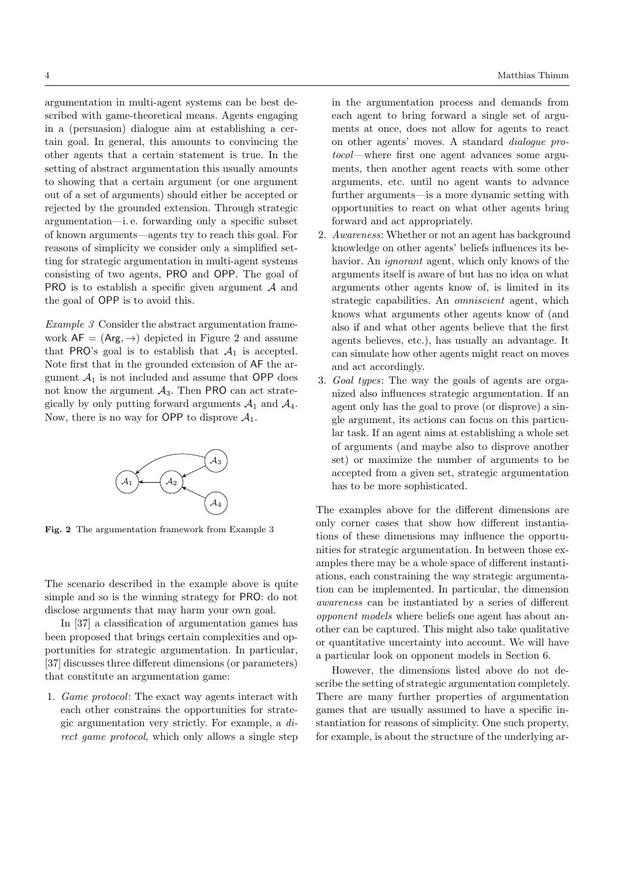argumentation in multi-agent systems can be best described with game-theoretical means. Agents engaging in a (persuasion) dialogue aim at establishing a certain goal. In general, this amounts to convincing the other agents that a certain statement is true. In the setting of abstract argumentation this usually amounts to showing that a certain argument (or one argument out of a set of arguments) should either be accepted or rejected by the grounded extension. Through strategic argumentation—i. e. forwarding only a specific subset of known arguments—agents try to reach this goal. For reasons of simplicity we consider only a simplified setting for strategic argumentation in multi-agent systems consisting of two agents, PRO and OPP. The goal of PRO is to establish a specific given argument $\mathcal{A}$ and the goal of OPP is to avoid this.

*Example 3* Consider the abstract argumentation framework $\mathsf{AF} = (\mathsf{Arg}, \rightarrow)$ depicted in Figure 2 and assume that PRO's goal is to establish that $\mathcal{A}_1$ is accepted. Note first that in the grounded extension of AF the argument $\mathcal{A}_1$ is not included and assume that OPP does not know the argument $\mathcal{A}_3$. Then PRO can act strategically by only putting forward arguments $\mathcal{A}_1$ and $\mathcal{A}_4$. Now, there is no way for OPP to disprove $\mathcal{A}_1$.

$\mathcal{A}_1$ $\mathcal{A}_2$ $\mathcal{A}_3$ $\mathcal{A}_4$

**Fig. 2** The argumentation framework from Example 3

The scenario described in the example above is quite simple and so is the winning strategy for PRO: do not disclose arguments that may harm your own goal.

In [37] a classification of argumentation games has been proposed that brings certain complexities and opportunities for strategic argumentation. In particular, [37] discusses three different dimensions (or parameters) that constitute an argumentation game:

1. *Game protocol*: The exact way agents interact with each other constrains the opportunities for strategic argumentation very strictly. For example, a *direct game protocol*, which only allows a single step in the argumentation process and demands from each agent to bring forward a single set of arguments at once, does not allow for agents to react on other agents' moves. A standard *dialogue protocol*—where first one agent advances some arguments, then another agent reacts with some other arguments, etc. until no agent wants to advance further arguments—is a more dynamic setting with opportunities to react on what other agents bring forward and act appropriately.
2. *Awareness*: Whether or not an agent has background knowledge on other agents' beliefs influences its behavior. An *ignorant* agent, which only knows of the arguments itself is aware of but has no idea on what arguments other agents know of, is limited in its strategic capabilities. An *omniscient* agent, which knows what arguments other agents know of (and also if and what other agents believe that the first agents believes, etc.), has usually an advantage. It can simulate how other agents might react on moves and act accordingly.
3. *Goal types*: The way the goals of agents are organized also influences strategic argumentation. If an agent only has the goal to prove (or disprove) a single argument, its actions can focus on this particular task. If an agent aims at establishing a whole set of arguments (and maybe also to disprove another set) or maximize the number of arguments to be accepted from a given set, strategic argumentation has to be more sophisticated.

The examples above for the different dimensions are only corner cases that show how different instantiations of these dimensions may influence the opportunities for strategic argumentation. In between those examples there may be a whole space of different instantiations, each constraining the way strategic argumentation can be implemented. In particular, the dimension *awareness* can be instantiated by a series of different *opponent models* where beliefs one agent has about another can be captured. This might also take qualitative or quantitative uncertainty into account. We will have a particular look on opponent models in Section 6.

However, the dimensions listed above do not describe the setting of strategic argumentation completely. There are many further properties of argumentation games that are usually assumed to have a specific instantiation for reasons of simplicity. One such property, for example, is about the structure of the underlying ar-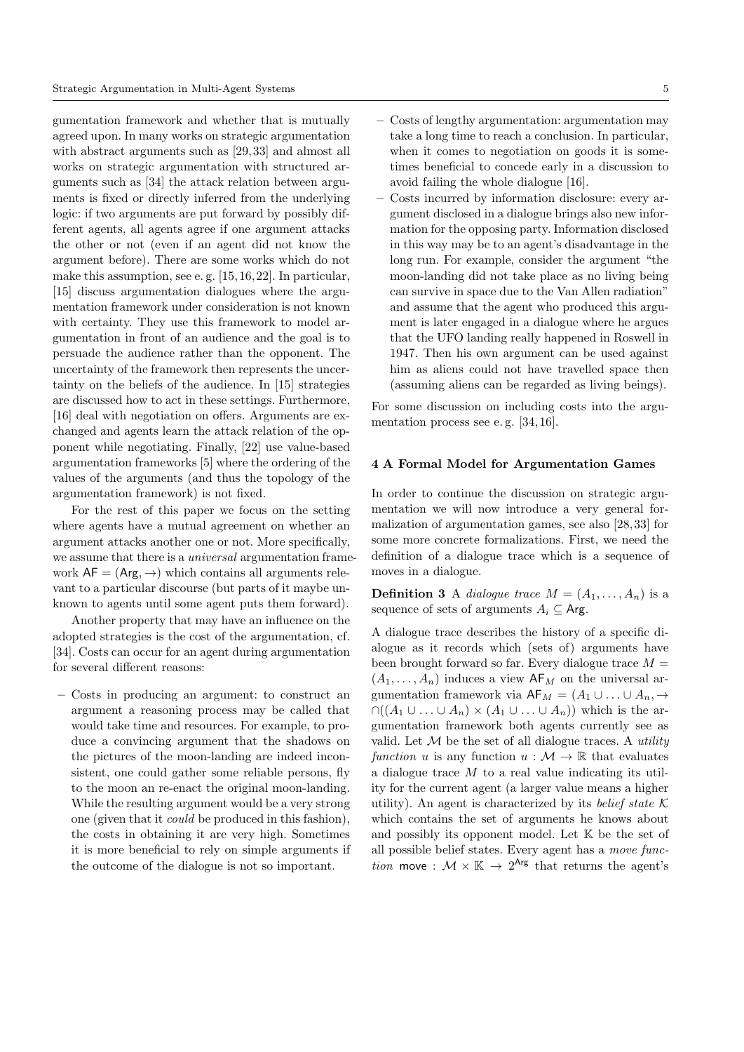gumentation framework and whether that is mutually agreed upon. In many works on strategic argumentation with abstract arguments such as [29,33] and almost all works on strategic argumentation with structured arguments such as [34] the attack relation between arguments is fixed or directly inferred from the underlying logic: if two arguments are put forward by possibly different agents, all agents agree if one argument attacks the other or not (even if an agent did not know the argument before). There are some works which do not make this assumption, see e. g. [15,16,22]. In particular, [15] discuss argumentation dialogues where the argumentation framework under consideration is not known with certainty. They use this framework to model argumentation in front of an audience and the goal is to persuade the audience rather than the opponent. The uncertainty of the framework then represents the uncertainty on the beliefs of the audience. In [15] strategies are discussed how to act in these settings. Furthermore, [16] deal with negotiation on offers. Arguments are exchanged and agents learn the attack relation of the opponent while negotiating. Finally, [22] use value-based argumentation frameworks [5] where the ordering of the values of the arguments (and thus the topology of the argumentation framework) is not fixed.

For the rest of this paper we focus on the setting where agents have a mutual agreement on whether an argument attacks another one or not. More specifically, we assume that there is a *universal* argumentation framework $\mathsf{AF} = (\mathsf{Arg}, \rightarrow)$ which contains all arguments relevant to a particular discourse (but parts of it maybe unknown to agents until some agent puts them forward).

Another property that may have an influence on the adopted strategies is the cost of the argumentation, cf. [34]. Costs can occur for an agent during argumentation for several different reasons:

- Costs in producing an argument: to construct an argument a reasoning process may be called that would take time and resources. For example, to produce a convincing argument that the shadows on the pictures of the moon-landing are indeed inconsistent, one could gather some reliable persons, fly to the moon an re-enact the original moon-landing. While the resulting argument would be a very strong one (given that it *could* be produced in this fashion), the costs in obtaining it are very high. Sometimes it is more beneficial to rely on simple arguments if the outcome of the dialogue is not so important.
- Costs of lengthy argumentation: argumentation may take a long time to reach a conclusion. In particular, when it comes to negotiation on goods it is sometimes beneficial to concede early in a discussion to avoid failing the whole dialogue [16].
- Costs incurred by information disclosure: every argument disclosed in a dialogue brings also new information for the opposing party. Information disclosed in this way may be to an agent's disadvantage in the long run. For example, consider the argument "the moon-landing did not take place as no living being can survive in space due to the Van Allen radiation" and assume that the agent who produced this argument is later engaged in a dialogue where he argues that the UFO landing really happened in Roswell in 1947. Then his own argument can be used against him as aliens could not have travelled space then (assuming aliens can be regarded as living beings).

For some discussion on including costs into the argumentation process see e. g. [34,16].

## 4 A Formal Model for Argumentation Games

In order to continue the discussion on strategic argumentation we will now introduce a very general formalization of argumentation games, see also [28,33] for some more concrete formalizations. First, we need the definition of a dialogue trace which is a sequence of moves in a dialogue.

**Definition 3** A *dialogue trace* $M = (A_1, \ldots, A_n)$ is a sequence of sets of arguments $A_i \subseteq \mathsf{Arg}$.

A dialogue trace describes the history of a specific dialogue as it records which (sets of) arguments have been brought forward so far. Every dialogue trace $M = (A_1, \ldots, A_n)$ induces a view $\mathsf{AF}_M$ on the universal argumentation framework via $\mathsf{AF}_M = (A_1 \cup \ldots \cup A_n, \rightarrow \cap((A_1 \cup \ldots \cup A_n) \times (A_1 \cup \ldots \cup A_n))$ which is the argumentation framework both agents currently see as valid. Let $\mathcal{M}$ be the set of all dialogue traces. A *utility function* $u$ is any function $u : \mathcal{M} \rightarrow \mathbb{R}$ that evaluates a dialogue trace $M$ to a real value indicating its utility for the current agent (a larger value means a higher utility). An agent is characterized by its *belief state* $\mathcal{K}$ which contains the set of arguments he knows about and possibly its opponent model. Let $\mathbb{K}$ be the set of all possible belief states. Every agent has a *move function* $\mathsf{move} : \mathcal{M} \times \mathbb{K} \rightarrow 2^{\mathsf{Arg}}$ that returns the agent's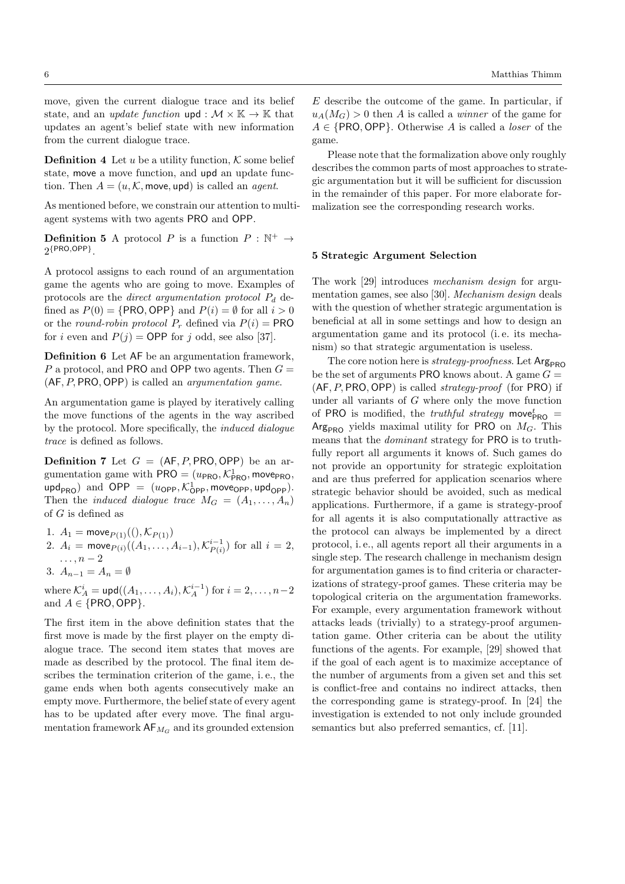move, given the current dialogue trace and its belief state, and an *update function* $\mathsf{upd} : \mathcal{M} \times \mathbb{K} \to \mathbb{K}$ that updates an agent's belief state with new information from the current dialogue trace.

**Definition 4** Let $u$ be a utility function, $\mathcal{K}$ some belief state, $\mathsf{move}$ a move function, and $\mathsf{upd}$ an update function. Then $A = (u, \mathcal{K}, \mathsf{move}, \mathsf{upd})$ is called an *agent*.

As mentioned before, we constrain our attention to multi-agent systems with two agents $\mathsf{PRO}$ and $\mathsf{OPP}$.

**Definition 5** A protocol $P$ is a function $P : \mathbb{N}^+ \to 2^{\{\mathsf{PRO},\mathsf{OPP}\}}$.

A protocol assigns to each round of an argumentation game the agents who are going to move. Examples of protocols are the *direct argumentation protocol* $P_d$ defined as $P(0) = \{\mathsf{PRO}, \mathsf{OPP}\}$ and $P(i) = \emptyset$ for all $i > 0$ or the *round-robin protocol* $P_r$ defined via $P(i) = \mathsf{PRO}$ for $i$ even and $P(j) = \mathsf{OPP}$ for $j$ odd, see also [37].

**Definition 6** Let $\mathsf{AF}$ be an argumentation framework, $P$ a protocol, and $\mathsf{PRO}$ and $\mathsf{OPP}$ two agents. Then $G = (\mathsf{AF}, P, \mathsf{PRO}, \mathsf{OPP})$ is called an *argumentation game*.

An argumentation game is played by iteratively calling the move functions of the agents in the way ascribed by the protocol. More specifically, the *induced dialogue trace* is defined as follows.

**Definition 7** Let $G = (\mathsf{AF}, P, \mathsf{PRO}, \mathsf{OPP})$ be an argumentation game with $\mathsf{PRO} = (u_{\mathsf{PRO}}, \mathcal{K}^1_{\mathsf{PRO}}, \mathsf{move}_{\mathsf{PRO}}, \mathsf{upd}_{\mathsf{PRO}})$ and $\mathsf{OPP} = (u_{\mathsf{OPP}}, \mathcal{K}^1_{\mathsf{OPP}}, \mathsf{move}_{\mathsf{OPP}}, \mathsf{upd}_{\mathsf{OPP}})$. Then the *induced dialogue trace* $M_G = (A_1, \ldots, A_n)$ of $G$ is defined as

1. $A_1 = \mathsf{move}_{P(1)}((), \mathcal{K}_{P(1)})$
2. $A_i = \mathsf{move}_{P(i)}((A_1, \ldots, A_{i-1}), \mathcal{K}^{i-1}_{P(i)})$ for all $i = 2, \ldots, n-2$
3. $A_{n-1} = A_n = \emptyset$

where $\mathcal{K}^i_A = \mathsf{upd}((A_1, \ldots, A_i), \mathcal{K}^{i-1}_A)$ for $i = 2, \ldots, n-2$ and $A \in \{\mathsf{PRO}, \mathsf{OPP}\}$.

The first item in the above definition states that the first move is made by the first player on the empty dialogue trace. The second item states that moves are made as described by the protocol. The final item describes the termination criterion of the game, i. e., the game ends when both agents consecutively make an empty move. Furthermore, the belief state of every agent has to be updated after every move. The final argumentation framework $\mathsf{AF}_{M_G}$ and its grounded extension $E$ describe the outcome of the game. In particular, if $u_A(M_G) > 0$ then $A$ is called a *winner* of the game for $A \in \{\mathsf{PRO}, \mathsf{OPP}\}$. Otherwise $A$ is called a *loser* of the game.

Please note that the formalization above only roughly describes the common parts of most approaches to strategic argumentation but it will be sufficient for discussion in the remainder of this paper. For more elaborate formalization see the corresponding research works.

## 5 Strategic Argument Selection

The work [29] introduces *mechanism design* for argumentation games, see also [30]. *Mechanism design* deals with the question of whether strategic argumentation is beneficial at all in some settings and how to design an argumentation game and its protocol (i. e. its mechanism) so that strategic argumentation is useless.

The core notion here is *strategy-proofness*. Let $\mathsf{Arg}_{\mathsf{PRO}}$ be the set of arguments $\mathsf{PRO}$ knows about. A game $G = (\mathsf{AF}, P, \mathsf{PRO}, \mathsf{OPP})$ is called *strategy-proof* (for $\mathsf{PRO}$) if under all variants of $G$ where only the move function of $\mathsf{PRO}$ is modified, the *truthful strategy* $\mathsf{move}^t_{\mathsf{PRO}} = \mathsf{Arg}_{\mathsf{PRO}}$ yields maximal utility for $\mathsf{PRO}$ on $M_G$. This means that the *dominant* strategy for $\mathsf{PRO}$ is to truthfully report all arguments it knows of. Such games do not provide an opportunity for strategic exploitation and are thus preferred for application scenarios where strategic behavior should be avoided, such as medical applications. Furthermore, if a game is strategy-proof for all agents it is also computationally attractive as the protocol can always be implemented by a direct protocol, i. e., all agents report all their arguments in a single step. The research challenge in mechanism design for argumentation games is to find criteria or characterizations of strategy-proof games. These criteria may be topological criteria on the argumentation frameworks. For example, every argumentation framework without attacks leads (trivially) to a strategy-proof argumentation game. Other criteria can be about the utility functions of the agents. For example, [29] showed that if the goal of each agent is to maximize acceptance of the number of arguments from a given set and this set is conflict-free and contains no indirect attacks, then the corresponding game is strategy-proof. In [24] the investigation is extended to not only include grounded semantics but also preferred semantics, cf. [11].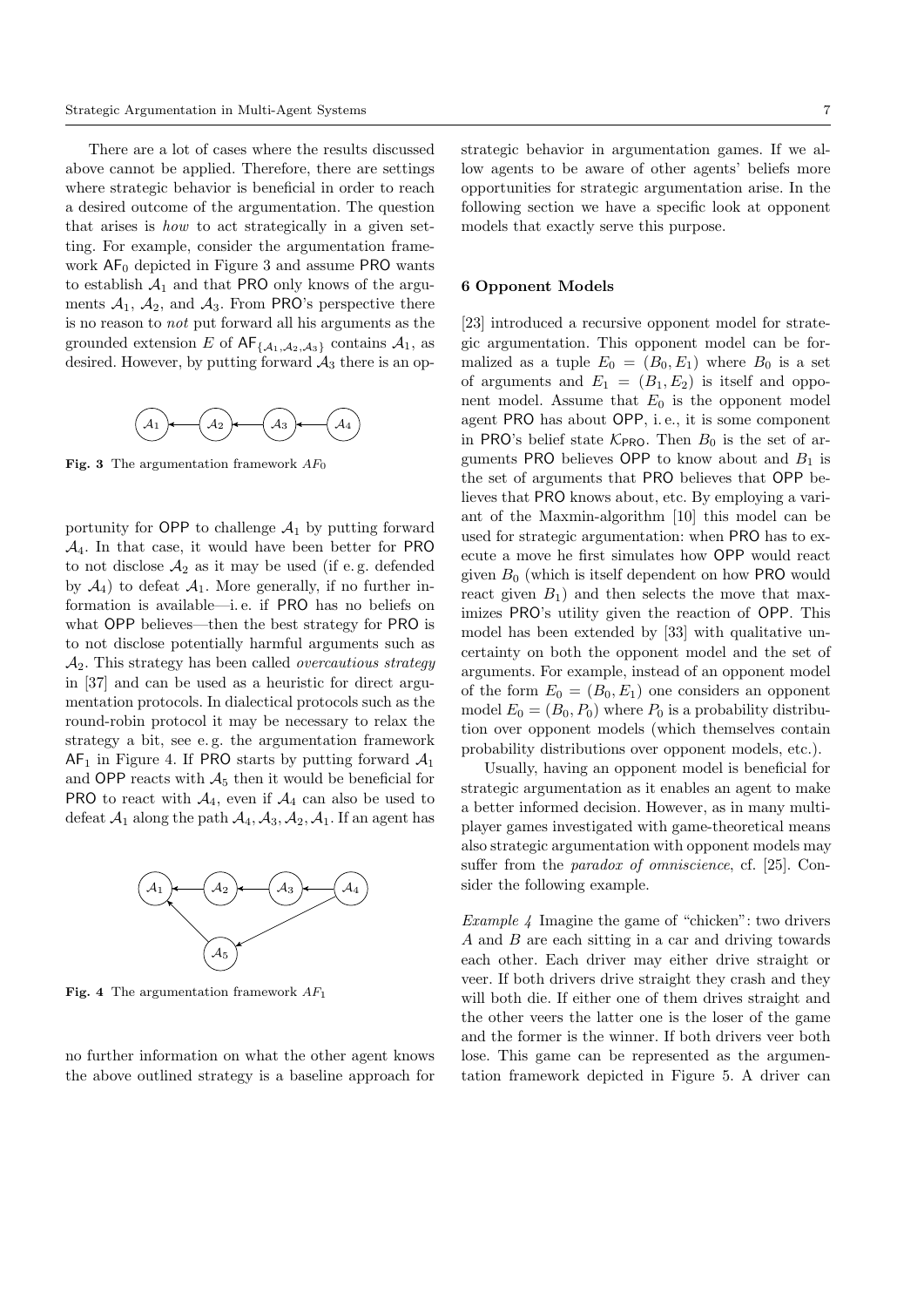There are a lot of cases where the results discussed above cannot be applied. Therefore, there are settings where strategic behavior is beneficial in order to reach a desired outcome of the argumentation. The question that arises is *how* to act strategically in a given setting. For example, consider the argumentation framework $\mathsf{AF}_0$ depicted in Figure 3 and assume PRO wants to establish $\mathcal{A}_1$ and that PRO only knows of the arguments $\mathcal{A}_1$, $\mathcal{A}_2$, and $\mathcal{A}_3$. From PRO's perspective there is no reason to *not* put forward all his arguments as the grounded extension $E$ of $\mathsf{AF}_{\{\mathcal{A}_1,\mathcal{A}_2,\mathcal{A}_3\}}$ contains $\mathcal{A}_1$, as desired. However, by putting forward $\mathcal{A}_3$ there is an opportunity for OPP to challenge $\mathcal{A}_1$ by putting forward $\mathcal{A}_4$. In that case, it would have been better for PRO to not disclose $\mathcal{A}_2$ as it may be used (if e. g. defended by $\mathcal{A}_4$) to defeat $\mathcal{A}_1$. More generally, if no further information is available—i. e. if PRO has no beliefs on what OPP believes—then the best strategy for PRO is to not disclose potentially harmful arguments such as $\mathcal{A}_2$. This strategy has been called *overcautious strategy* in [37] and can be used as a heuristic for direct argumentation protocols. In dialectical protocols such as the round-robin protocol it may be necessary to relax the strategy a bit, see e. g. the argumentation framework $\mathsf{AF}_1$ in Figure 4. If PRO starts by putting forward $\mathcal{A}_1$ and OPP reacts with $\mathcal{A}_5$ then it would be beneficial for PRO to react with $\mathcal{A}_4$, even if $\mathcal{A}_4$ can also be used to defeat $\mathcal{A}_1$ along the path $\mathcal{A}_4, \mathcal{A}_3, \mathcal{A}_2, \mathcal{A}_1$. If an agent has no further information on what the other agent knows the above outlined strategy is a baseline approach for strategic behavior in argumentation games. If we allow agents to be aware of other agents' beliefs more opportunities for strategic argumentation arise. In the following section we have a specific look at opponent models that exactly serve this purpose.

$\mathcal{A}_1$ $\mathcal{A}_2$ $\mathcal{A}_3$ $\mathcal{A}_4$

**Fig. 3** The argumentation framework $AF_0$

$\mathcal{A}_1$ $\mathcal{A}_2$ $\mathcal{A}_3$ $\mathcal{A}_4$ $\mathcal{A}_5$

**Fig. 4** The argumentation framework $AF_1$

## 6 Opponent Models

[23] introduced a recursive opponent model for strategic argumentation. This opponent model can be formalized as a tuple $E_0 = (B_0, E_1)$ where $B_0$ is a set of arguments and $E_1 = (B_1, E_2)$ is itself and opponent model. Assume that $E_0$ is the opponent model agent PRO has about OPP, i. e., it is some component in PRO's belief state $\mathcal{K}_{\mathsf{PRO}}$. Then $B_0$ is the set of arguments PRO believes OPP to know about and $B_1$ is the set of arguments that PRO believes that OPP believes that PRO knows about, etc. By employing a variant of the Maxmin-algorithm [10] this model can be used for strategic argumentation: when PRO has to execute a move he first simulates how OPP would react given $B_0$ (which is itself dependent on how PRO would react given $B_1$) and then selects the move that maximizes PRO's utility given the reaction of OPP. This model has been extended by [33] with qualitative uncertainty on both the opponent model and the set of arguments. For example, instead of an opponent model of the form $E_0 = (B_0, E_1)$ one considers an opponent model $E_0 = (B_0, P_0)$ where $P_0$ is a probability distribution over opponent models (which themselves contain probability distributions over opponent models, etc.).

Usually, having an opponent model is beneficial for strategic argumentation as it enables an agent to make a better informed decision. However, as in many multi-player games investigated with game-theoretical means also strategic argumentation with opponent models may suffer from the *paradox of omniscience*, cf. [25]. Consider the following example.

*Example 4* Imagine the game of "chicken": two drivers $A$ and $B$ are each sitting in a car and driving towards each other. Each driver may either drive straight or veer. If both drivers drive straight they crash and they will both die. If either one of them drives straight and the other veers the latter one is the loser of the game and the former is the winner. If both drivers veer both lose. This game can be represented as the argumentation framework depicted in Figure 5. A driver can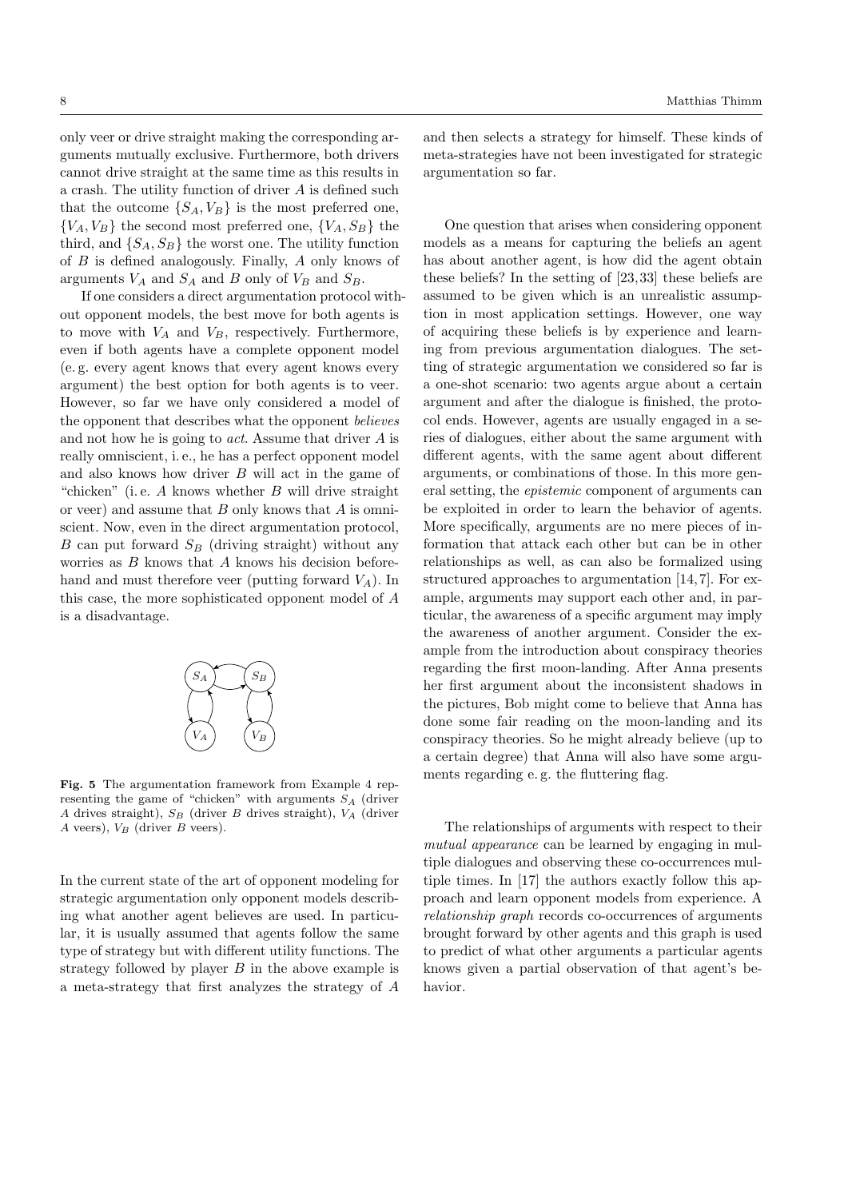only veer or drive straight making the corresponding arguments mutually exclusive. Furthermore, both drivers cannot drive straight at the same time as this results in a crash. The utility function of driver $A$ is defined such that the outcome $\{S_A, V_B\}$ is the most preferred one, $\{V_A, V_B\}$ the second most preferred one, $\{V_A, S_B\}$ the third, and $\{S_A, S_B\}$ the worst one. The utility function of $B$ is defined analogously. Finally, $A$ only knows of arguments $V_A$ and $S_A$ and $B$ only of $V_B$ and $S_B$.

If one considers a direct argumentation protocol without opponent models, the best move for both agents is to move with $V_A$ and $V_B$, respectively. Furthermore, even if both agents have a complete opponent model (e. g. every agent knows that every agent knows every argument) the best option for both agents is to veer. However, so far we have only considered a model of the opponent that describes what the opponent *believes* and not how he is going to *act*. Assume that driver $A$ is really omniscient, i. e., he has a perfect opponent model and also knows how driver $B$ will act in the game of "chicken" (i. e. $A$ knows whether $B$ will drive straight or veer) and assume that $B$ only knows that $A$ is omniscient. Now, even in the direct argumentation protocol, $B$ can put forward $S_B$ (driving straight) without any worries as $B$ knows that $A$ knows his decision beforehand and must therefore veer (putting forward $V_A$). In this case, the more sophisticated opponent model of $A$ is a disadvantage.

$S_A$

$S_B$

$V_A$

$V_B$

**Fig. 5** The argumentation framework from Example 4 representing the game of "chicken" with arguments $S_A$ (driver $A$ drives straight), $S_B$ (driver $B$ drives straight), $V_A$ (driver $A$ veers), $V_B$ (driver $B$ veers).

In the current state of the art of opponent modeling for strategic argumentation only opponent models describing what another agent believes are used. In particular, it is usually assumed that agents follow the same type of strategy but with different utility functions. The strategy followed by player $B$ in the above example is a meta-strategy that first analyzes the strategy of $A$ and then selects a strategy for himself. These kinds of meta-strategies have not been investigated for strategic argumentation so far.

One question that arises when considering opponent models as a means for capturing the beliefs an agent has about another agent, is how did the agent obtain these beliefs? In the setting of [23,33] these beliefs are assumed to be given which is an unrealistic assumption in most application settings. However, one way of acquiring these beliefs is by experience and learning from previous argumentation dialogues. The setting of strategic argumentation we considered so far is a one-shot scenario: two agents argue about a certain argument and after the dialogue is finished, the protocol ends. However, agents are usually engaged in a series of dialogues, either about the same argument with different agents, with the same agent about different arguments, or combinations of those. In this more general setting, the *epistemic* component of arguments can be exploited in order to learn the behavior of agents. More specifically, arguments are no mere pieces of information that attack each other but can be in other relationships as well, as can also be formalized using structured approaches to argumentation [14,7]. For example, arguments may support each other and, in particular, the awareness of a specific argument may imply the awareness of another argument. Consider the example from the introduction about conspiracy theories regarding the first moon-landing. After Anna presents her first argument about the inconsistent shadows in the pictures, Bob might come to believe that Anna has done some fair reading on the moon-landing and its conspiracy theories. So he might already believe (up to a certain degree) that Anna will also have some arguments regarding e. g. the fluttering flag.

The relationships of arguments with respect to their *mutual appearance* can be learned by engaging in multiple dialogues and observing these co-occurrences multiple times. In [17] the authors exactly follow this approach and learn opponent models from experience. A *relationship graph* records co-occurrences of arguments brought forward by other agents and this graph is used to predict of what other arguments a particular agents knows given a partial observation of that agent's behavior.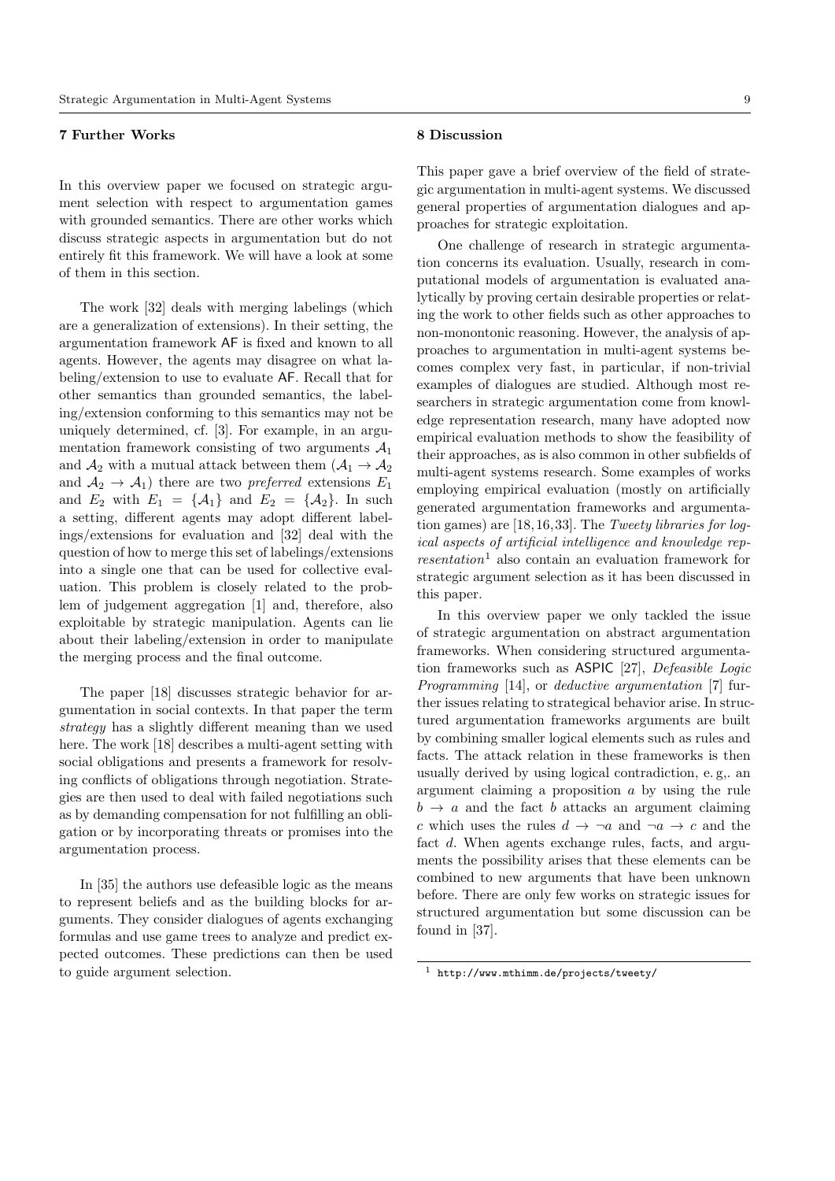## 7 Further Works

In this overview paper we focused on strategic argument selection with respect to argumentation games with grounded semantics. There are other works which discuss strategic aspects in argumentation but do not entirely fit this framework. We will have a look at some of them in this section.

The work [32] deals with merging labelings (which are a generalization of extensions). In their setting, the argumentation framework AF is fixed and known to all agents. However, the agents may disagree on what labeling/extension to use to evaluate AF. Recall that for other semantics than grounded semantics, the labeling/extension conforming to this semantics may not be uniquely determined, cf. [3]. For example, in an argumentation framework consisting of two arguments $\mathcal{A}_1$ and $\mathcal{A}_2$ with a mutual attack between them ($\mathcal{A}_1 \rightarrow \mathcal{A}_2$ and $\mathcal{A}_2 \rightarrow \mathcal{A}_1$) there are two *preferred* extensions $E_1$ and $E_2$ with $E_1 = \{\mathcal{A}_1\}$ and $E_2 = \{\mathcal{A}_2\}$. In such a setting, different agents may adopt different labelings/extensions for evaluation and [32] deal with the question of how to merge this set of labelings/extensions into a single one that can be used for collective evaluation. This problem is closely related to the problem of judgement aggregation [1] and, therefore, also exploitable by strategic manipulation. Agents can lie about their labeling/extension in order to manipulate the merging process and the final outcome.

The paper [18] discusses strategic behavior for argumentation in social contexts. In that paper the term *strategy* has a slightly different meaning than we used here. The work [18] describes a multi-agent setting with social obligations and presents a framework for resolving conflicts of obligations through negotiation. Strategies are then used to deal with failed negotiations such as by demanding compensation for not fulfilling an obligation or by incorporating threats or promises into the argumentation process.

In [35] the authors use defeasible logic as the means to represent beliefs and as the building blocks for arguments. They consider dialogues of agents exchanging formulas and use game trees to analyze and predict expected outcomes. These predictions can then be used to guide argument selection.

## 8 Discussion

This paper gave a brief overview of the field of strategic argumentation in multi-agent systems. We discussed general properties of argumentation dialogues and approaches for strategic exploitation.

One challenge of research in strategic argumentation concerns its evaluation. Usually, research in computational models of argumentation is evaluated analytically by proving certain desirable properties or relating the work to other fields such as other approaches to non-monontonic reasoning. However, the analysis of approaches to argumentation in multi-agent systems becomes complex very fast, in particular, if non-trivial examples of dialogues are studied. Although most researchers in strategic argumentation come from knowledge representation research, many have adopted now empirical evaluation methods to show the feasibility of their approaches, as is also common in other subfields of multi-agent systems research. Some examples of works employing empirical evaluation (mostly on artificially generated argumentation frameworks and argumentation games) are [18, 16, 33]. The *Tweety libraries for logical aspects of artificial intelligence and knowledge representation*[1] also contain an evaluation framework for strategic argument selection as it has been discussed in this paper.

In this overview paper we only tackled the issue of strategic argumentation on abstract argumentation frameworks. When considering structured argumentation frameworks such as ASPIC [27], *Defeasible Logic Programming* [14], or *deductive argumentation* [7] further issues relating to strategical behavior arise. In structured argumentation frameworks arguments are built by combining smaller logical elements such as rules and facts. The attack relation in these frameworks is then usually derived by using logical contradiction, e. g,. an argument claiming a proposition $a$ by using the rule $b \rightarrow a$ and the fact $b$ attacks an argument claiming $c$ which uses the rules $d \rightarrow \neg a$ and $\neg a \rightarrow c$ and the fact $d$. When agents exchange rules, facts, and arguments the possibility arises that these elements can be combined to new arguments that have been unknown before. There are only few works on strategic issues for structured argumentation but some discussion can be found in [37].

[1] http://www.mthimm.de/projects/tweety/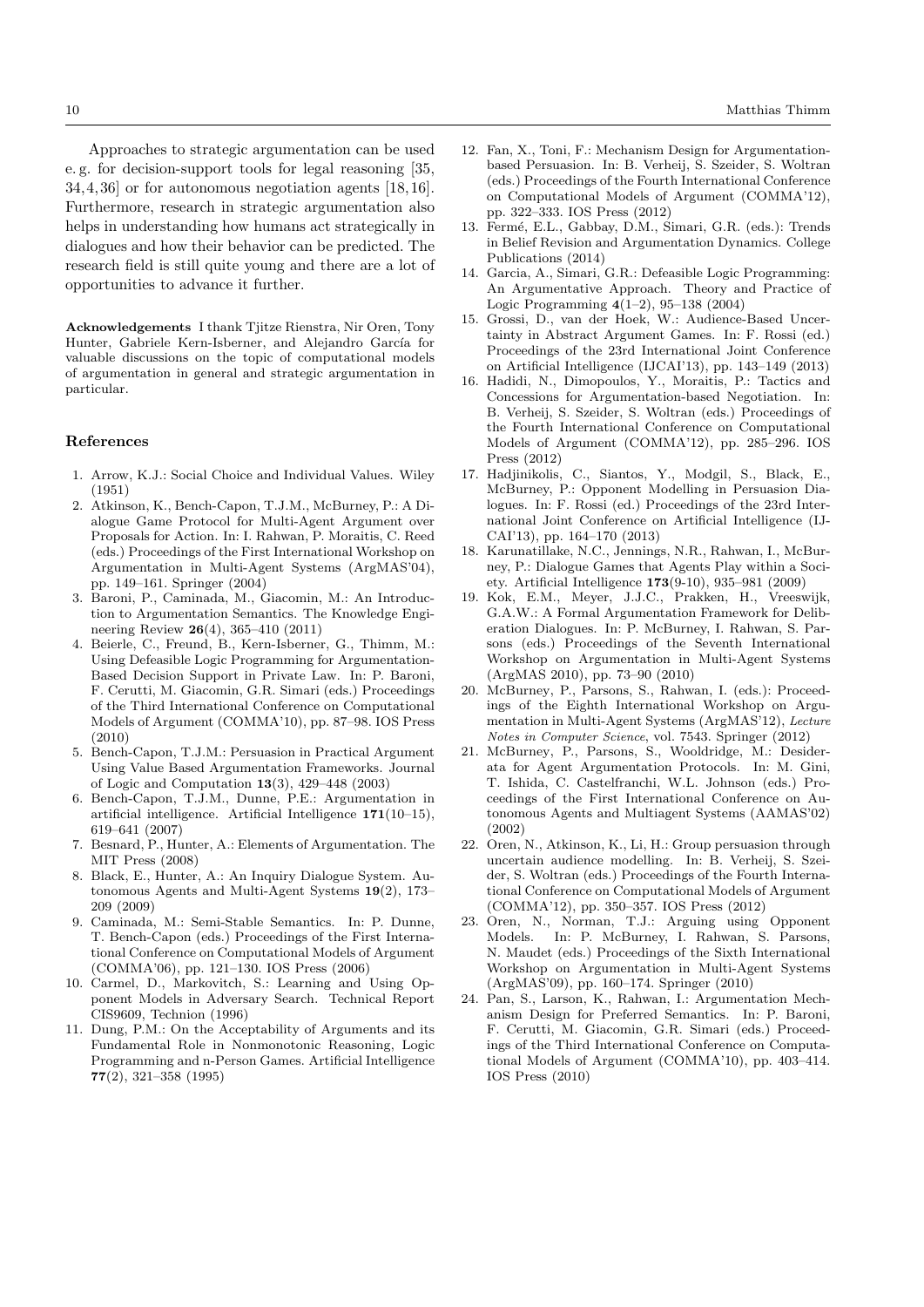Approaches to strategic argumentation can be used e. g. for decision-support tools for legal reasoning [35, 34, 4, 36] or for autonomous negotiation agents [18, 16]. Furthermore, research in strategic argumentation also helps in understanding how humans act strategically in dialogues and how their behavior can be predicted. The research field is still quite young and there are a lot of opportunities to advance it further.

**Acknowledgements** I thank Tjitze Rienstra, Nir Oren, Tony Hunter, Gabriele Kern-Isberner, and Alejandro García for valuable discussions on the topic of computational models of argumentation in general and strategic argumentation in particular.

## References

1. Arrow, K.J.: Social Choice and Individual Values. Wiley (1951)
2. Atkinson, K., Bench-Capon, T.J.M., McBurney, P.: A Dialogue Game Protocol for Multi-Agent Argument over Proposals for Action. In: I. Rahwan, P. Moraitis, C. Reed (eds.) Proceedings of the First International Workshop on Argumentation in Multi-Agent Systems (ArgMAS'04), pp. 149–161. Springer (2004)
3. Baroni, P., Caminada, M., Giacomin, M.: An Introduction to Argumentation Semantics. The Knowledge Engineering Review **26**(4), 365–410 (2011)
4. Beierle, C., Freund, B., Kern-Isberner, G., Thimm, M.: Using Defeasible Logic Programming for Argumentation-Based Decision Support in Private Law. In: P. Baroni, F. Cerutti, M. Giacomin, G.R. Simari (eds.) Proceedings of the Third International Conference on Computational Models of Argument (COMMA'10), pp. 87–98. IOS Press (2010)
5. Bench-Capon, T.J.M.: Persuasion in Practical Argument Using Value Based Argumentation Frameworks. Journal of Logic and Computation **13**(3), 429–448 (2003)
6. Bench-Capon, T.J.M., Dunne, P.E.: Argumentation in artificial intelligence. Artificial Intelligence **171**(10–15), 619–641 (2007)
7. Besnard, P., Hunter, A.: Elements of Argumentation. The MIT Press (2008)
8. Black, E., Hunter, A.: An Inquiry Dialogue System. Autonomous Agents and Multi-Agent Systems **19**(2), 173–209 (2009)
9. Caminada, M.: Semi-Stable Semantics. In: P. Dunne, T. Bench-Capon (eds.) Proceedings of the First International Conference on Computational Models of Argument (COMMA'06), pp. 121–130. IOS Press (2006)
10. Carmel, D., Markovitch, S.: Learning and Using Opponent Models in Adversary Search. Technical Report CIS9609, Technion (1996)
11. Dung, P.M.: On the Acceptability of Arguments and its Fundamental Role in Nonmonotonic Reasoning, Logic Programming and n-Person Games. Artificial Intelligence **77**(2), 321–358 (1995)
12. Fan, X., Toni, F.: Mechanism Design for Argumentation-based Persuasion. In: B. Verheij, S. Szeider, S. Woltran (eds.) Proceedings of the Fourth International Conference on Computational Models of Argument (COMMA'12), pp. 322–333. IOS Press (2012)
13. Fermé, E.L., Gabbay, D.M., Simari, G.R. (eds.): Trends in Belief Revision and Argumentation Dynamics. College Publications (2014)
14. Garcia, A., Simari, G.R.: Defeasible Logic Programming: An Argumentative Approach. Theory and Practice of Logic Programming **4**(1–2), 95–138 (2004)
15. Grossi, D., van der Hoek, W.: Audience-Based Uncertainty in Abstract Argument Games. In: F. Rossi (ed.) Proceedings of the 23rd International Joint Conference on Artificial Intelligence (IJCAI'13), pp. 143–149 (2013)
16. Hadidi, N., Dimopoulos, Y., Moraitis, P.: Tactics and Concessions for Argumentation-based Negotiation. In: B. Verheij, S. Szeider, S. Woltran (eds.) Proceedings of the Fourth International Conference on Computational Models of Argument (COMMA'12), pp. 285–296. IOS Press (2012)
17. Hadjinikolis, C., Siantos, Y., Modgil, S., Black, E., McBurney, P.: Opponent Modelling in Persuasion Dialogues. In: F. Rossi (ed.) Proceedings of the 23rd International Joint Conference on Artificial Intelligence (IJCAI'13), pp. 164–170 (2013)
18. Karunatillake, N.C., Jennings, N.R., Rahwan, I., McBurney, P.: Dialogue Games that Agents Play within a Society. Artificial Intelligence **173**(9-10), 935–981 (2009)
19. Kok, E.M., Meyer, J.J.C., Prakken, H., Vreeswijk, G.A.W.: A Formal Argumentation Framework for Deliberation Dialogues. In: P. McBurney, I. Rahwan, S. Parsons (eds.) Proceedings of the Seventh International Workshop on Argumentation in Multi-Agent Systems (ArgMAS 2010), pp. 73–90 (2010)
20. McBurney, P., Parsons, S., Rahwan, I. (eds.): Proceedings of the Eighth International Workshop on Argumentation in Multi-Agent Systems (ArgMAS'12), *Lecture Notes in Computer Science*, vol. 7543. Springer (2012)
21. McBurney, P., Parsons, S., Wooldridge, M.: Desiderata for Agent Argumentation Protocols. In: M. Gini, T. Ishida, C. Castelfranchi, W.L. Johnson (eds.) Proceedings of the First International Conference on Autonomous Agents and Multiagent Systems (AAMAS'02) (2002)
22. Oren, N., Atkinson, K., Li, H.: Group persuasion through uncertain audience modelling. In: B. Verheij, S. Szeider, S. Woltran (eds.) Proceedings of the Fourth International Conference on Computational Models of Argument (COMMA'12), pp. 350–357. IOS Press (2012)
23. Oren, N., Norman, T.J.: Arguing using Opponent Models. In: P. McBurney, I. Rahwan, S. Parsons, N. Maudet (eds.) Proceedings of the Sixth International Workshop on Argumentation in Multi-Agent Systems (ArgMAS'09), pp. 160–174. Springer (2010)
24. Pan, S., Larson, K., Rahwan, I.: Argumentation Mechanism Design for Preferred Semantics. In: P. Baroni, F. Cerutti, M. Giacomin, G.R. Simari (eds.) Proceedings of the Third International Conference on Computational Models of Argument (COMMA'10), pp. 403–414. IOS Press (2010)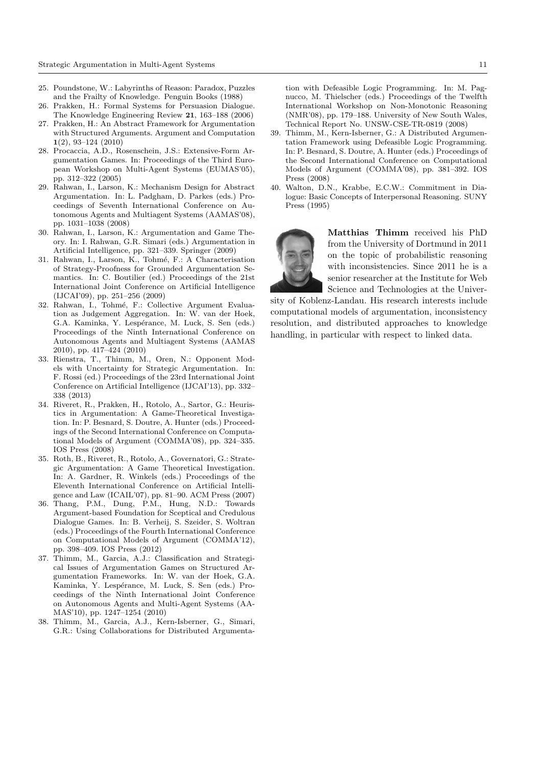25. Poundstone, W.: Labyrinths of Reason: Paradox, Puzzles and the Frailty of Knowledge. Penguin Books (1988)
26. Prakken, H.: Formal Systems for Persuasion Dialogue. The Knowledge Engineering Review **21**, 163–188 (2006)
27. Prakken, H.: An Abstract Framework for Argumentation with Structured Arguments. Argument and Computation **1**(2), 93–124 (2010)
28. Procaccia, A.D., Rosenschein, J.S.: Extensive-Form Argumentation Games. In: Proceedings of the Third European Workshop on Multi-Agent Systems (EUMAS'05), pp. 312–322 (2005)
29. Rahwan, I., Larson, K.: Mechanism Design for Abstract Argumentation. In: L. Padgham, D. Parkes (eds.) Proceedings of Seventh International Conference on Autonomous Agents and Multiagent Systems (AAMAS'08), pp. 1031–1038 (2008)
30. Rahwan, I., Larson, K.: Argumentation and Game Theory. In: I. Rahwan, G.R. Simari (eds.) Argumentation in Artificial Intelligence, pp. 321–339. Springer (2009)
31. Rahwan, I., Larson, K., Tohmé, F.: A Characterisation of Strategy-Proofness for Grounded Argumentation Semantics. In: C. Boutilier (ed.) Proceedings of the 21st International Joint Conference on Artificial Intelligence (IJCAI'09), pp. 251–256 (2009)
32. Rahwan, I., Tohmé, F.: Collective Argument Evaluation as Judgement Aggregation. In: W. van der Hoek, G.A. Kaminka, Y. Lespérance, M. Luck, S. Sen (eds.) Proceedings of the Ninth International Conference on Autonomous Agents and Multiagent Systems (AAMAS 2010), pp. 417–424 (2010)
33. Rienstra, T., Thimm, M., Oren, N.: Opponent Models with Uncertainty for Strategic Argumentation. In: F. Rossi (ed.) Proceedings of the 23rd International Joint Conference on Artificial Intelligence (IJCAI'13), pp. 332–338 (2013)
34. Riveret, R., Prakken, H., Rotolo, A., Sartor, G.: Heuristics in Argumentation: A Game-Theoretical Investigation. In: P. Besnard, S. Doutre, A. Hunter (eds.) Proceedings of the Second International Conference on Computational Models of Argument (COMMA'08), pp. 324–335. IOS Press (2008)
35. Roth, B., Riveret, R., Rotolo, A., Governatori, G.: Strategic Argumentation: A Game Theoretical Investigation. In: A. Gardner, R. Winkels (eds.) Proceedings of the Eleventh International Conference on Artificial Intelligence and Law (ICAIL'07), pp. 81–90. ACM Press (2007)
36. Thang, P.M., Dung, P.M., Hung, N.D.: Towards Argument-based Foundation for Sceptical and Credulous Dialogue Games. In: B. Verheij, S. Szeider, S. Woltran (eds.) Proceedings of the Fourth International Conference on Computational Models of Argument (COMMA'12), pp. 398–409. IOS Press (2012)
37. Thimm, M., Garcia, A.J.: Classification and Strategical Issues of Argumentation Games on Structured Argumentation Frameworks. In: W. van der Hoek, G.A. Kaminka, Y. Lespérance, M. Luck, S. Sen (eds.) Proceedings of the Ninth International Joint Conference on Autonomous Agents and Multi-Agent Systems (AAMAS'10), pp. 1247–1254 (2010)
38. Thimm, M., Garcia, A.J., Kern-Isberner, G., Simari, G.R.: Using Collaborations for Distributed Argumentation with Defeasible Logic Programming. In: M. Pagnucco, M. Thielscher (eds.) Proceedings of the Twelfth International Workshop on Non-Monotonic Reasoning (NMR'08), pp. 179–188. University of New South Wales, Technical Report No. UNSW-CSE-TR-0819 (2008)
39. Thimm, M., Kern-Isberner, G.: A Distributed Argumentation Framework using Defeasible Logic Programming. In: P. Besnard, S. Doutre, A. Hunter (eds.) Proceedings of the Second International Conference on Computational Models of Argument (COMMA'08), pp. 381–392. IOS Press (2008)
40. Walton, D.N., Krabbe, E.C.W.: Commitment in Dialogue: Basic Concepts of Interpersonal Reasoning. SUNY Press (1995)

**Matthias Thimm** received his PhD from the University of Dortmund in 2011 on the topic of probabilistic reasoning with inconsistencies. Since 2011 he is a senior researcher at the Institute for Web Science and Technologies at the University of Koblenz-Landau. His research interests include computational models of argumentation, inconsistency resolution, and distributed approaches to knowledge handling, in particular with respect to linked data.